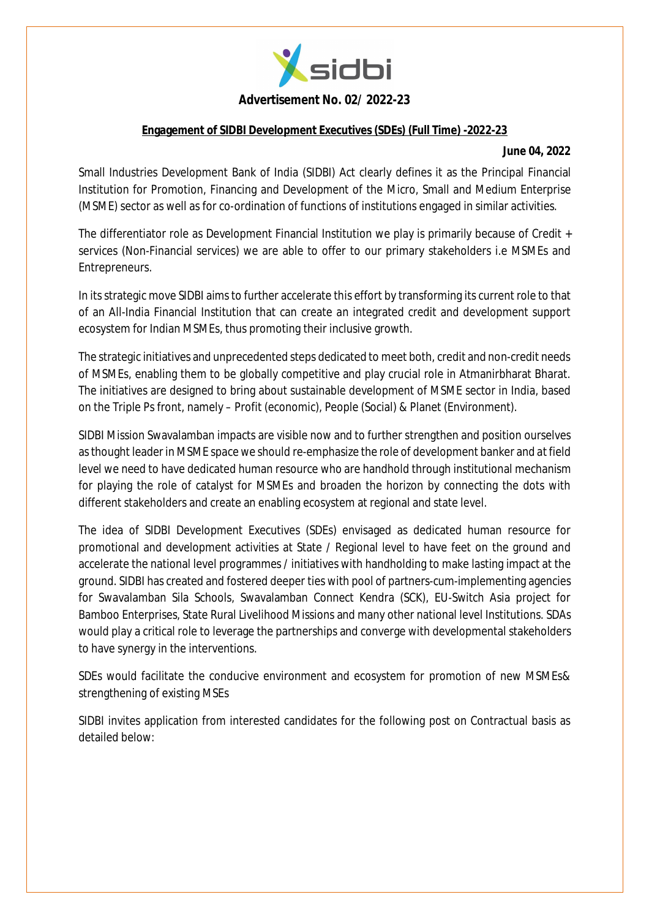**Advertisement No. 02/ 2022-23**

**Engagement of SIDBI Development Executives (SDEs) (Full Time) -2022-23**

**June 04, 2022**

Small Industries Development Bank of India (SIDBI) Act clearly defines it as the Principal Financial Institution for Promotion, Financing and Development of the Micro, Small and Medium Enterprise (MSME) sector as well as for co-ordination of functions of institutions engaged in similar activities.

The differentiator role as Development Financial Institution we play is primarily because of Credit + services (Non-Financial services) we are able to offer to our primary stakeholders i.e MSMEs and Entrepreneurs.

In its strategic move SIDBI aims to further accelerate this effort by transforming its current role to that of an All-India Financial Institution that can create an integrated credit and development support ecosystem for Indian MSMEs, thus promoting their inclusive growth.

The strategic initiatives and unprecedented steps dedicated to meet both, credit and non-credit needs of MSMEs, enabling them to be globally competitive and play crucial role in Atmanirbharat Bharat. The initiatives are designed to bring about sustainable development of MSME sector in India, based on the Triple Ps front, namely – Profit (economic), People (Social) & Planet (Environment).

SIDBI Mission Swavalamban impacts are visible now and to further strengthen and position ourselves as thought leader in MSME space we should re-emphasize the role of development banker and at field level we need to have dedicated human resource who are handhold through institutional mechanism for playing the role of catalyst for MSMEs and broaden the horizon by connecting the dots with different stakeholders and create an enabling ecosystem at regional and state level.

The idea of SIDBI Development Executives (SDEs) envisaged as dedicated human resource for promotional and development activities at State / Regional level to have feet on the ground and accelerate the national level programmes / initiatives with handholding to make lasting impact at the ground. SIDBI has created and fostered deeper ties with pool of partners-cum-implementing agencies for Swavalamban Sila Schools, Swavalamban Connect Kendra (SCK), EU-Switch Asia project for Bamboo Enterprises, State Rural Livelihood Missions and many other national level Institutions. SDAs would play a critical role to leverage the partnerships and converge with developmental stakeholders to have synergy in the interventions.

SDEs would facilitate the conducive environment and ecosystem for promotion of new MSMEs& strengthening of existing MSEs

SIDBI invites application from interested candidates for the following post on Contractual basis as detailed below: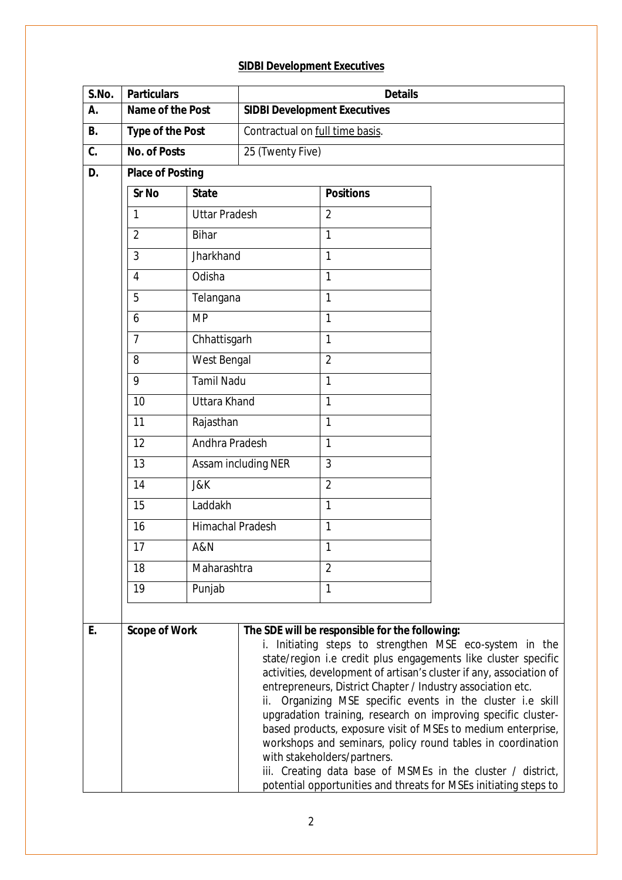## SIDBI Development Executives

| S.No. | Particulars | Details |
|---|---|---|
| A. | **Name of the Post** | **SIDBI Development Executives** |
| B. | **Type of the Post** | Contractual on full time basis. |
| C. | **No. of Posts** | 25 (Twenty Five) |
| D. | **Place of Posting** | |

| Sr No | State | Positions |
|---|---|---|
| 1 | Uttar Pradesh | 2 |
| 2 | Bihar | 1 |
| 3 | Jharkhand | 1 |
| 4 | Odisha | 1 |
| 5 | Telangana | 1 |
| 6 | MP | 1 |
| 7 | Chhattisgarh | 1 |
| 8 | West Bengal | 2 |
| 9 | Tamil Nadu | 1 |
| 10 | Uttara Khand | 1 |
| 11 | Rajasthan | 1 |
| 12 | Andhra Pradesh | 1 |
| 13 | Assam including NER | 3 |
| 14 | J&K | 2 |
| 15 | Laddakh | 1 |
| 16 | Himachal Pradesh | 1 |
| 17 | A&N | 1 |
| 18 | Maharashtra | 2 |
| 19 | Punjab | 1 |

| S.No. | Particulars | Details |
|---|---|---|
| E. | **Scope of Work** | **The SDE will be responsible for the following:**<br>i. Initiating steps to strengthen MSE eco-system in the state/region i.e credit plus engagements like cluster specific activities, development of artisan's cluster if any, association of entrepreneurs, District Chapter / Industry association etc.<br>ii. Organizing MSE specific events in the cluster i.e skill upgradation training, research on improving specific cluster-based products, exposure visit of MSEs to medium enterprise, workshops and seminars, policy round tables in coordination with stakeholders/partners.<br>iii. Creating data base of MSMEs in the cluster / district, potential opportunities and threats for MSEs initiating steps to |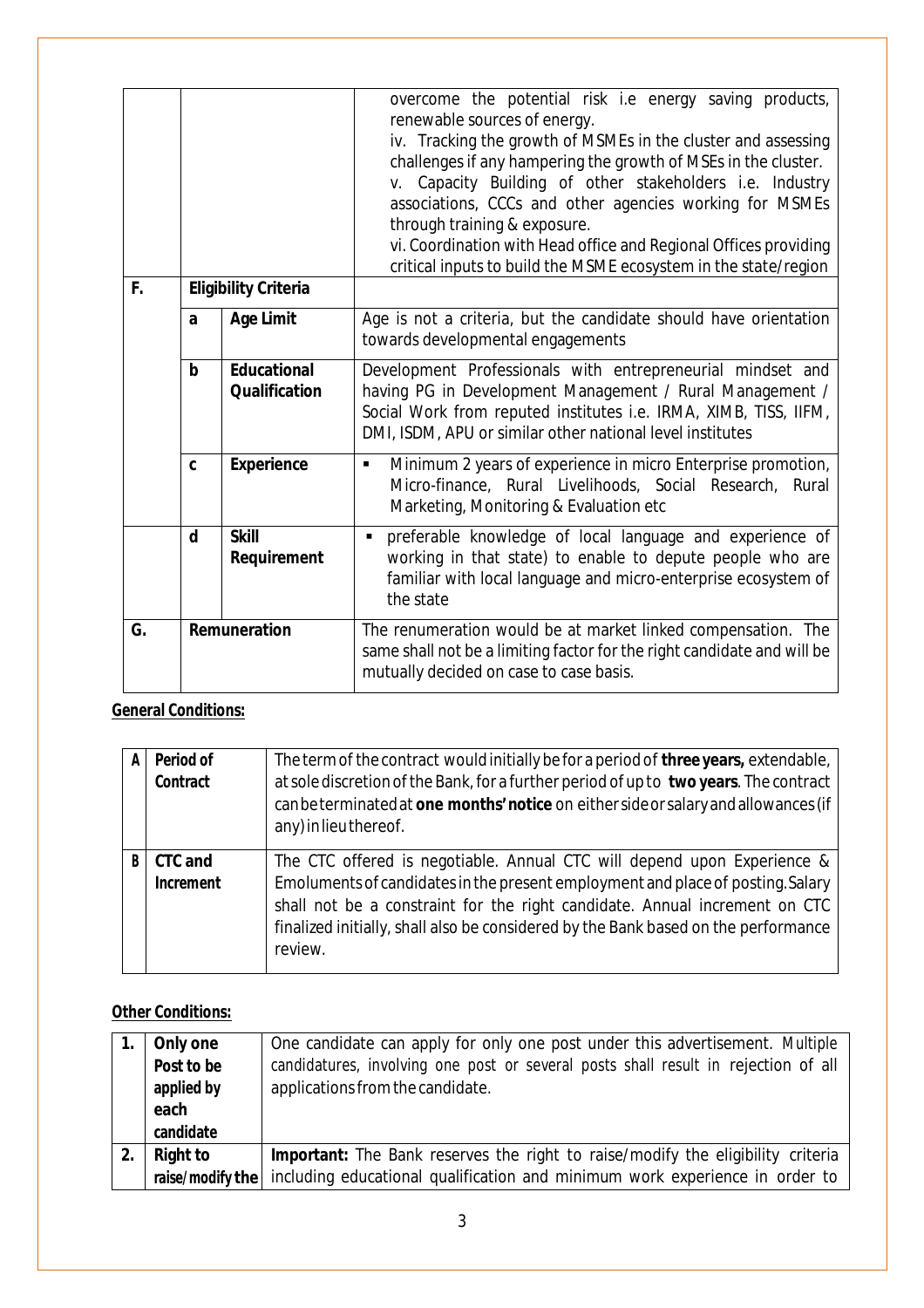| | | | |
|---|---|---|---|
| | | | overcome the potential risk i.e energy saving products, renewable sources of energy.<br>iv. Tracking the growth of MSMEs in the cluster and assessing challenges if any hampering the growth of MSEs in the cluster.<br>v. Capacity Building of other stakeholders i.e. Industry associations, CCCs and other agencies working for MSMEs through training & exposure.<br>vi. Coordination with Head office and Regional Offices providing critical inputs to build the MSME ecosystem in the state/region |
| **F.** | **Eligibility Criteria** | | |
| | **a** | **Age Limit** | Age is not a criteria, but the candidate should have orientation towards developmental engagements |
| | **b** | **Educational Qualification** | Development Professionals with entrepreneurial mindset and having PG in Development Management / Rural Management / Social Work from reputed institutes i.e. IRMA, XIMB, TISS, IIFM, DMI, ISDM, APU or similar other national level institutes |
| | **c** | **Experience** | ▪ Minimum 2 years of experience in micro Enterprise promotion, Micro-finance, Rural Livelihoods, Social Research, Rural Marketing, Monitoring & Evaluation etc |
| | **d** | **Skill Requirement** | ▪ preferable knowledge of local language and experience of working in that state) to enable to depute people who are familiar with local language and micro-enterprise ecosystem of the state |
| **G.** | **Remuneration** | | The renumeration would be at market linked compensation. The same shall not be a limiting factor for the right candidate and will be mutually decided on case to case basis. |

**General Conditions:**

| | | |
|---|---|---|
| **A** | **Period of Contract** | The term of the contract would initially be for a period of **three years,** extendable, at sole discretion of the Bank, for a further period of up to **two years**. The contract can be terminated at **one months' notice** on either side or salary and allowances (if any) in lieu thereof. |
| **B** | **CTC and Increment** | The CTC offered is negotiable. Annual CTC will depend upon Experience & Emoluments of candidates in the present employment and place of posting. Salary shall not be a constraint for the right candidate. Annual increment on CTC finalized initially, shall also be considered by the Bank based on the performance review. |

**Other Conditions:**

| | | |
|---|---|---|
| **1.** | **Only one Post to be applied by each candidate** | One candidate can apply for only one post under this advertisement. Multiple candidatures, involving one post or several posts shall result in rejection of all applications from the candidate. |
| **2.** | **Right to raise/modify the** | **Important:** The Bank reserves the right to raise/modify the eligibility criteria including educational qualification and minimum work experience in order to |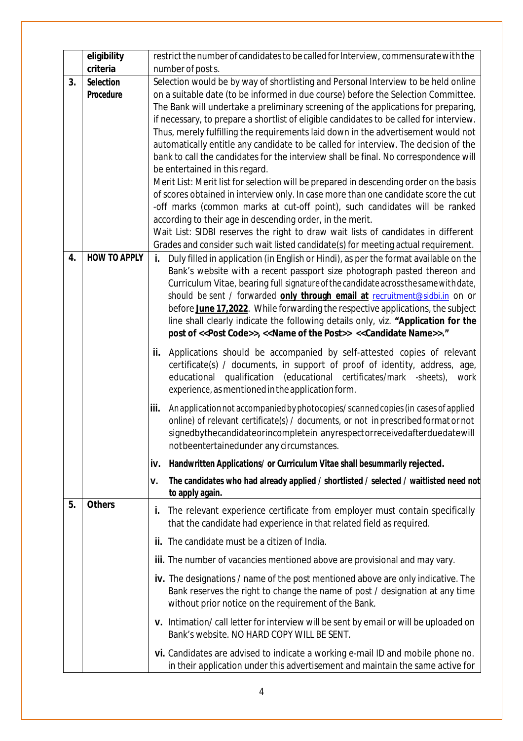|  | eligibility criteria | restrict the number of candidates to be called for Interview, commensurate with the number of posts. |
|---|---|---|
| 3. | Selection Procedure | Selection would be by way of shortlisting and Personal Interview to be held online on a suitable date (to be informed in due course) before the Selection Committee. The Bank will undertake a preliminary screening of the applications for preparing, if necessary, to prepare a shortlist of eligible candidates to be called for interview. Thus, merely fulfilling the requirements laid down in the advertisement would not automatically entitle any candidate to be called for interview. The decision of the bank to call the candidates for the interview shall be final. No correspondence will be entertained in this regard.<br>Merit List: Merit list for selection will be prepared in descending order on the basis of scores obtained in interview only. In case more than one candidate score the cut -off marks (common marks at cut-off point), such candidates will be ranked according to their age in descending order, in the merit.<br>Wait List: SIDBI reserves the right to draw wait lists of candidates in different Grades and consider such wait listed candidate(s) for meeting actual requirement. |
| 4. | HOW TO APPLY | **i.** Duly filled in application (in English or Hindi), as per the format available on the Bank's website with a recent passport size photograph pasted thereon and Curriculum Vitae, bearing full signature of the candidate across the same with date, should be sent / forwarded **only through email at** recruitment@sidbi.in on or before **June 17,2022**. While forwarding the respective applications, the subject line shall clearly indicate the following details only, viz. **"Application for the post of <<Post Code>>, <<Name of the Post>> <<Candidate Name>>."**<br>**ii.** Applications should be accompanied by self-attested copies of relevant certificate(s) / documents, in support of proof of identity, address, age, educational qualification (educational certificates/mark -sheets), work experience, as mentioned in the application form.<br>**iii.** An application not accompanied by photocopies/ scanned copies (in cases of applied online) of relevant certificate(s) / documents, or not in prescribed format or not signed by the candidate or incomplete in any respect or received after due date will not be entertained under any circumstances.<br>**iv. Handwritten Applications/ or Curriculum Vitae shall be summarily rejected.**<br>**v. The candidates who had already applied / shortlisted / selected / waitlisted need not to apply again.** |
| 5. | Others | **i.** The relevant experience certificate from employer must contain specifically that the candidate had experience in that related field as required.<br>**ii.** The candidate must be a citizen of India.<br>**iii.** The number of vacancies mentioned above are provisional and may vary.<br>**iv.** The designations / name of the post mentioned above are only indicative. The Bank reserves the right to change the name of post / designation at any time without prior notice on the requirement of the Bank.<br>**v.** Intimation/ call letter for interview will be sent by email or will be uploaded on Bank's website. NO HARD COPY WILL BE SENT.<br>**vi.** Candidates are advised to indicate a working e-mail ID and mobile phone no. in their application under this advertisement and maintain the same active for |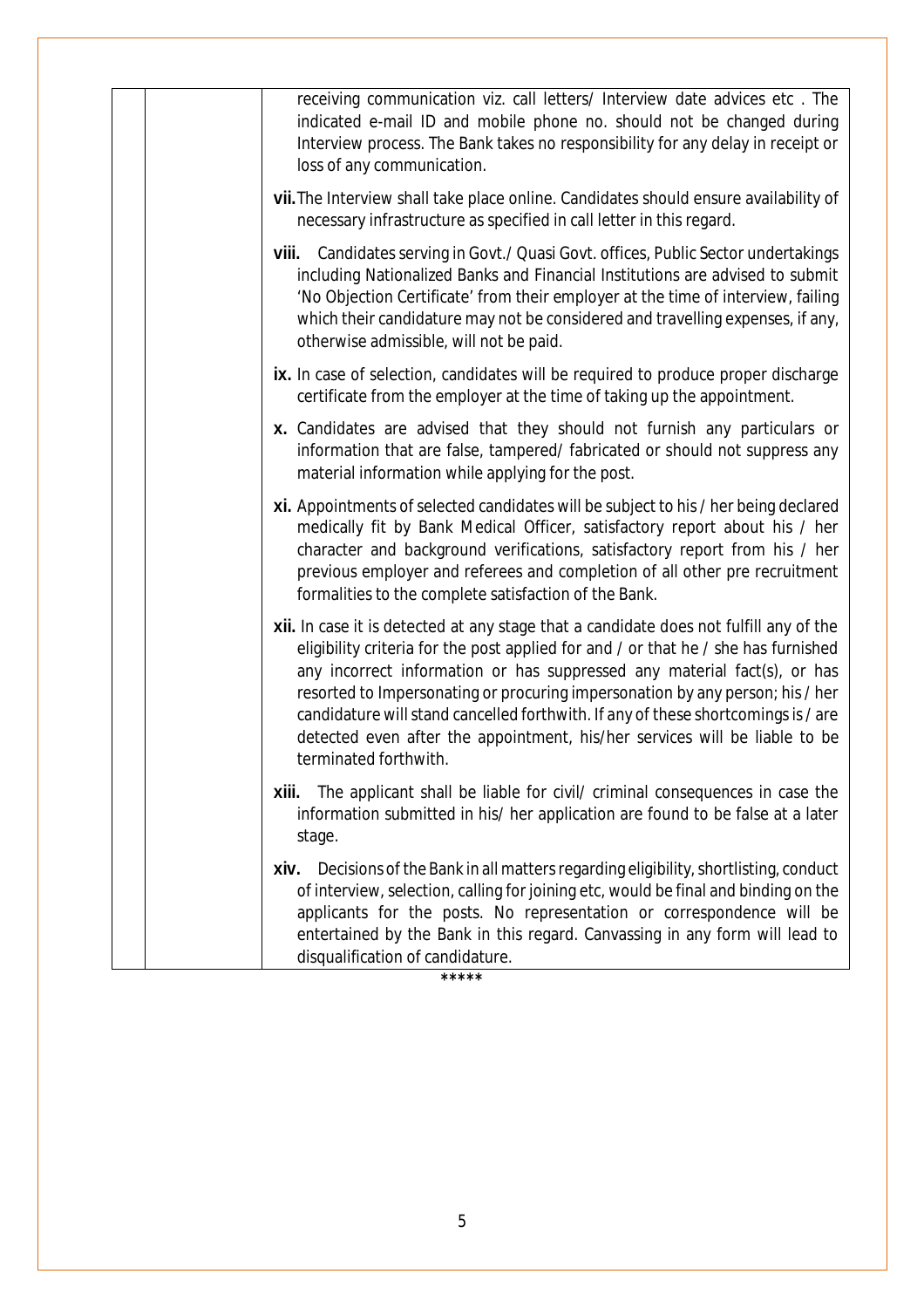receiving communication viz. call letters/ Interview date advices etc . The indicated e-mail ID and mobile phone no. should not be changed during Interview process. The Bank takes no responsibility for any delay in receipt or loss of any communication.

**vii.** The Interview shall take place online. Candidates should ensure availability of necessary infrastructure as specified in call letter in this regard.

**viii.** Candidates serving in Govt./ Quasi Govt. offices, Public Sector undertakings including Nationalized Banks and Financial Institutions are advised to submit 'No Objection Certificate' from their employer at the time of interview, failing which their candidature may not be considered and travelling expenses, if any, otherwise admissible, will not be paid.

**ix.** In case of selection, candidates will be required to produce proper discharge certificate from the employer at the time of taking up the appointment.

**x.** Candidates are advised that they should not furnish any particulars or information that are false, tampered/ fabricated or should not suppress any material information while applying for the post.

**xi.** Appointments of selected candidates will be subject to his / her being declared medically fit by Bank Medical Officer, satisfactory report about his / her character and background verifications, satisfactory report from his / her previous employer and referees and completion of all other pre recruitment formalities to the complete satisfaction of the Bank.

**xii.** In case it is detected at any stage that a candidate does not fulfill any of the eligibility criteria for the post applied for and / or that he / she has furnished any incorrect information or has suppressed any material fact(s), or has resorted to Impersonating or procuring impersonation by any person; his / her candidature will stand cancelled forthwith. If any of these shortcomings is / are detected even after the appointment, his/her services will be liable to be terminated forthwith.

**xiii.** The applicant shall be liable for civil/ criminal consequences in case the information submitted in his/ her application are found to be false at a later stage.

**xiv.** Decisions of the Bank in all matters regarding eligibility, shortlisting, conduct of interview, selection, calling for joining etc, would be final and binding on the applicants for the posts. No representation or correspondence will be entertained by the Bank in this regard. Canvassing in any form will lead to disqualification of candidature.

*****